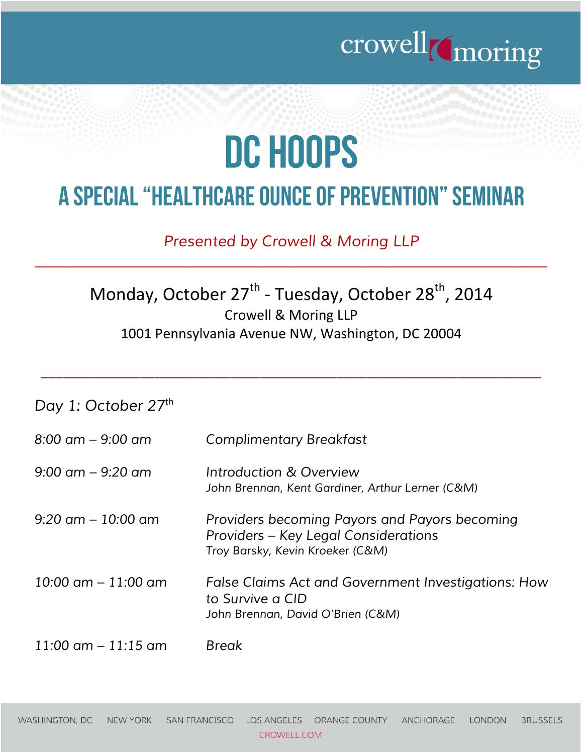# DC HOOPS

## A SPECIAL "HEALTHCARE OUNCE OF PREVENTION" SEMINAR

*Presented by Crowell & Moring LLP*

Monday, October 27th - Tuesday, October 28th, 2014

Crowell & Moring LLP

1001 Pennsylvania Avenue NW, Washington, DC 20004

*Day 1: October 27th*

| | |
|---|---|
| *8:00 am – 9:00 am* | *Complimentary Breakfast* |
| *9:00 am – 9:20 am* | *Introduction & Overview*<br>*John Brennan, Kent Gardiner, Arthur Lerner (C&M)* |
| *9:20 am – 10:00 am* | *Providers becoming Payors and Payors becoming Providers – Key Legal Considerations*<br>*Troy Barsky, Kevin Kroeker (C&M)* |
| *10:00 am – 11:00 am* | *False Claims Act and Government Investigations: How to Survive a CID*<br>*John Brennan, David O'Brien (C&M)* |
| *11:00 am – 11:15 am* | *Break* |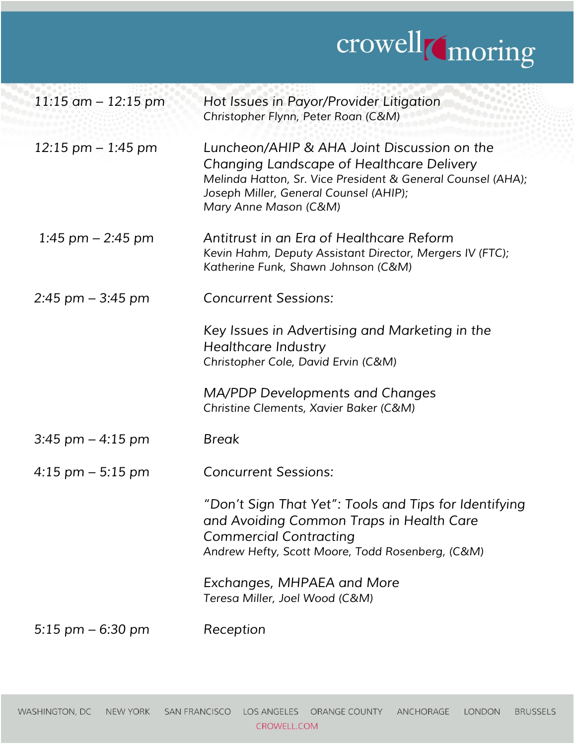| | |
|---|---|
| 11:15 am – 12:15 pm | Hot Issues in Payor/Provider Litigation<br>Christopher Flynn, Peter Roan (C&M) |
| 12:15 pm – 1:45 pm | Luncheon/AHIP & AHA Joint Discussion on the Changing Landscape of Healthcare Delivery<br>Melinda Hatton, Sr. Vice President & General Counsel (AHA);<br>Joseph Miller, General Counsel (AHIP);<br>Mary Anne Mason (C&M) |
| 1:45 pm – 2:45 pm | Antitrust in an Era of Healthcare Reform<br>Kevin Hahm, Deputy Assistant Director, Mergers IV (FTC);<br>Katherine Funk, Shawn Johnson (C&M) |
| 2:45 pm – 3:45 pm | Concurrent Sessions: |
| | Key Issues in Advertising and Marketing in the Healthcare Industry<br>Christopher Cole, David Ervin (C&M) |
| | MA/PDP Developments and Changes<br>Christine Clements, Xavier Baker (C&M) |
| 3:45 pm – 4:15 pm | Break |
| 4:15 pm – 5:15 pm | Concurrent Sessions: |
| | "Don't Sign That Yet": Tools and Tips for Identifying and Avoiding Common Traps in Health Care Commercial Contracting<br>Andrew Hefty, Scott Moore, Todd Rosenberg, (C&M) |
| | Exchanges, MHPAEA and More<br>Teresa Miller, Joel Wood (C&M) |
| 5:15 pm – 6:30 pm | Reception |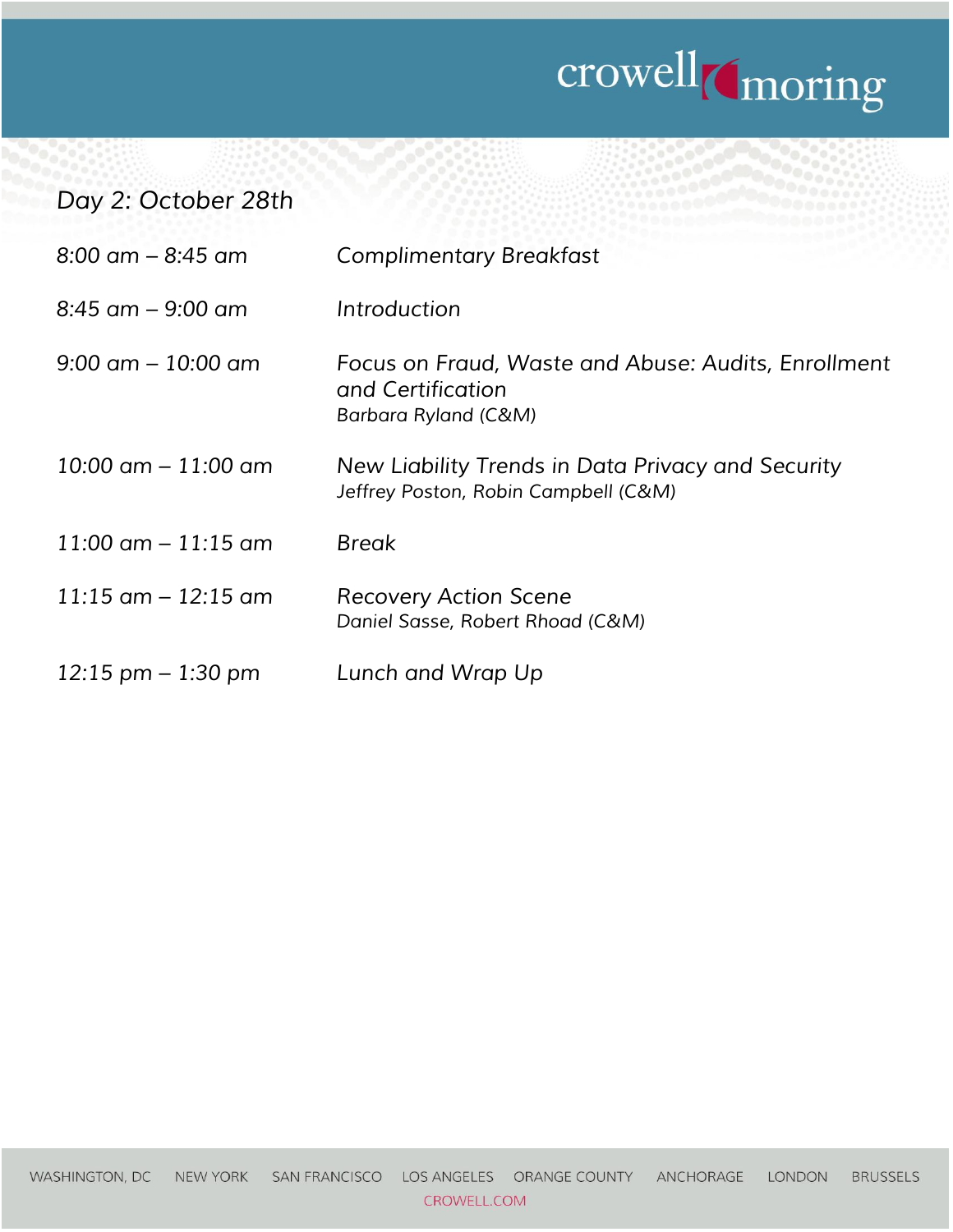## Day 2: October 28th

| | |
|---|---|
| 8:00 am – 8:45 am | Complimentary Breakfast |
| 8:45 am – 9:00 am | Introduction |
| 9:00 am – 10:00 am | Focus on Fraud, Waste and Abuse: Audits, Enrollment and Certification<br>Barbara Ryland (C&M) |
| 10:00 am – 11:00 am | New Liability Trends in Data Privacy and Security<br>Jeffrey Poston, Robin Campbell (C&M) |
| 11:00 am – 11:15 am | Break |
| 11:15 am – 12:15 am | Recovery Action Scene<br>Daniel Sasse, Robert Rhoad (C&M) |
| 12:15 pm – 1:30 pm | Lunch and Wrap Up |